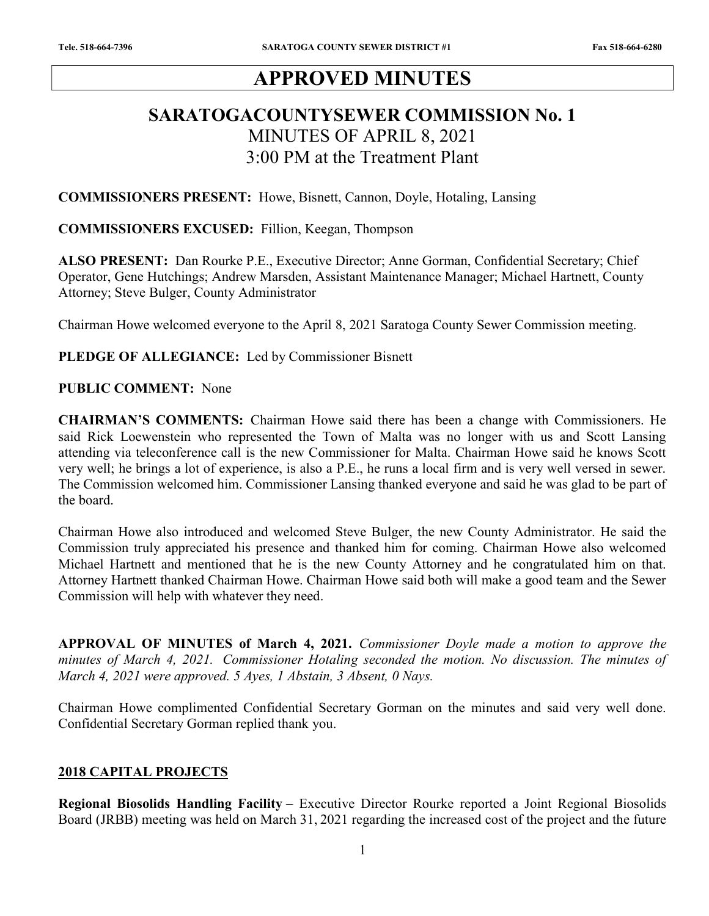# APPROVED MINUTES

## SARATOGACOUNTYSEWER COMMISSION No. 1

MINUTES OF APRIL 8, 2021

3:00 PM at the Treatment Plant

**COMMISSIONERS PRESENT:** Howe, Bisnett, Cannon, Doyle, Hotaling, Lansing

**COMMISSIONERS EXCUSED:** Fillion, Keegan, Thompson

**ALSO PRESENT:** Dan Rourke P.E., Executive Director; Anne Gorman, Confidential Secretary; Chief Operator, Gene Hutchings; Andrew Marsden, Assistant Maintenance Manager; Michael Hartnett, County Attorney; Steve Bulger, County Administrator

Chairman Howe welcomed everyone to the April 8, 2021 Saratoga County Sewer Commission meeting.

**PLEDGE OF ALLEGIANCE:** Led by Commissioner Bisnett

**PUBLIC COMMENT:** None

**CHAIRMAN'S COMMENTS:** Chairman Howe said there has been a change with Commissioners. He said Rick Loewenstein who represented the Town of Malta was no longer with us and Scott Lansing attending via teleconference call is the new Commissioner for Malta. Chairman Howe said he knows Scott very well; he brings a lot of experience, is also a P.E., he runs a local firm and is very well versed in sewer. The Commission welcomed him. Commissioner Lansing thanked everyone and said he was glad to be part of the board.

Chairman Howe also introduced and welcomed Steve Bulger, the new County Administrator. He said the Commission truly appreciated his presence and thanked him for coming. Chairman Howe also welcomed Michael Hartnett and mentioned that he is the new County Attorney and he congratulated him on that. Attorney Hartnett thanked Chairman Howe. Chairman Howe said both will make a good team and the Sewer Commission will help with whatever they need.

**APPROVAL OF MINUTES of March 4, 2021.** *Commissioner Doyle made a motion to approve the minutes of March 4, 2021. Commissioner Hotaling seconded the motion. No discussion. The minutes of March 4, 2021 were approved. 5 Ayes, 1 Abstain, 3 Absent, 0 Nays.*

Chairman Howe complimented Confidential Secretary Gorman on the minutes and said very well done. Confidential Secretary Gorman replied thank you.

**2018 CAPITAL PROJECTS**

**Regional Biosolids Handling Facility** – Executive Director Rourke reported a Joint Regional Biosolids Board (JRBB) meeting was held on March 31, 2021 regarding the increased cost of the project and the future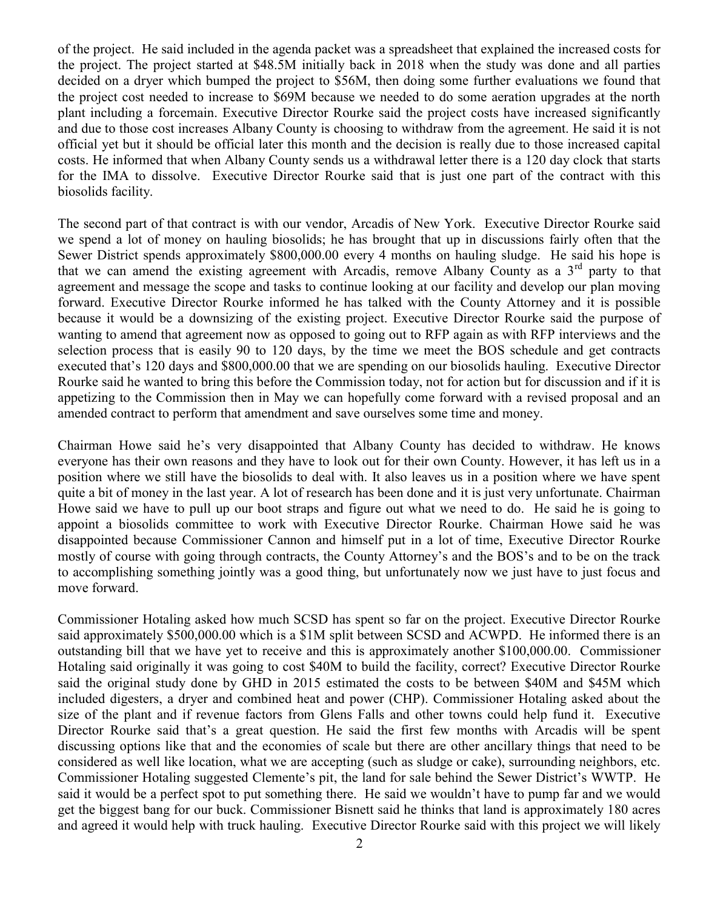of the project. He said included in the agenda packet was a spreadsheet that explained the increased costs for the project. The project started at $48.5M initially back in 2018 when the study was done and all parties decided on a dryer which bumped the project to $56M, then doing some further evaluations we found that the project cost needed to increase to $69M because we needed to do some aeration upgrades at the north plant including a forcemain. Executive Director Rourke said the project costs have increased significantly and due to those cost increases Albany County is choosing to withdraw from the agreement. He said it is not official yet but it should be official later this month and the decision is really due to those increased capital costs. He informed that when Albany County sends us a withdrawal letter there is a 120 day clock that starts for the IMA to dissolve. Executive Director Rourke said that is just one part of the contract with this biosolids facility.

The second part of that contract is with our vendor, Arcadis of New York. Executive Director Rourke said we spend a lot of money on hauling biosolids; he has brought that up in discussions fairly often that the Sewer District spends approximately $800,000.00 every 4 months on hauling sludge. He said his hope is that we can amend the existing agreement with Arcadis, remove Albany County as a 3rd party to that agreement and message the scope and tasks to continue looking at our facility and develop our plan moving forward. Executive Director Rourke informed he has talked with the County Attorney and it is possible because it would be a downsizing of the existing project. Executive Director Rourke said the purpose of wanting to amend that agreement now as opposed to going out to RFP again as with RFP interviews and the selection process that is easily 90 to 120 days, by the time we meet the BOS schedule and get contracts executed that's 120 days and $800,000.00 that we are spending on our biosolids hauling. Executive Director Rourke said he wanted to bring this before the Commission today, not for action but for discussion and if it is appetizing to the Commission then in May we can hopefully come forward with a revised proposal and an amended contract to perform that amendment and save ourselves some time and money.

Chairman Howe said he's very disappointed that Albany County has decided to withdraw. He knows everyone has their own reasons and they have to look out for their own County. However, it has left us in a position where we still have the biosolids to deal with. It also leaves us in a position where we have spent quite a bit of money in the last year. A lot of research has been done and it is just very unfortunate. Chairman Howe said we have to pull up our boot straps and figure out what we need to do. He said he is going to appoint a biosolids committee to work with Executive Director Rourke. Chairman Howe said he was disappointed because Commissioner Cannon and himself put in a lot of time, Executive Director Rourke mostly of course with going through contracts, the County Attorney's and the BOS's and to be on the track to accomplishing something jointly was a good thing, but unfortunately now we just have to just focus and move forward.

Commissioner Hotaling asked how much SCSD has spent so far on the project. Executive Director Rourke said approximately $500,000.00 which is a $1M split between SCSD and ACWPD. He informed there is an outstanding bill that we have yet to receive and this is approximately another $100,000.00. Commissioner Hotaling said originally it was going to cost $40M to build the facility, correct? Executive Director Rourke said the original study done by GHD in 2015 estimated the costs to be between $40M and $45M which included digesters, a dryer and combined heat and power (CHP). Commissioner Hotaling asked about the size of the plant and if revenue factors from Glens Falls and other towns could help fund it. Executive Director Rourke said that's a great question. He said the first few months with Arcadis will be spent discussing options like that and the economies of scale but there are other ancillary things that need to be considered as well like location, what we are accepting (such as sludge or cake), surrounding neighbors, etc. Commissioner Hotaling suggested Clemente's pit, the land for sale behind the Sewer District's WWTP. He said it would be a perfect spot to put something there. He said we wouldn't have to pump far and we would get the biggest bang for our buck. Commissioner Bisnett said he thinks that land is approximately 180 acres and agreed it would help with truck hauling. Executive Director Rourke said with this project we will likely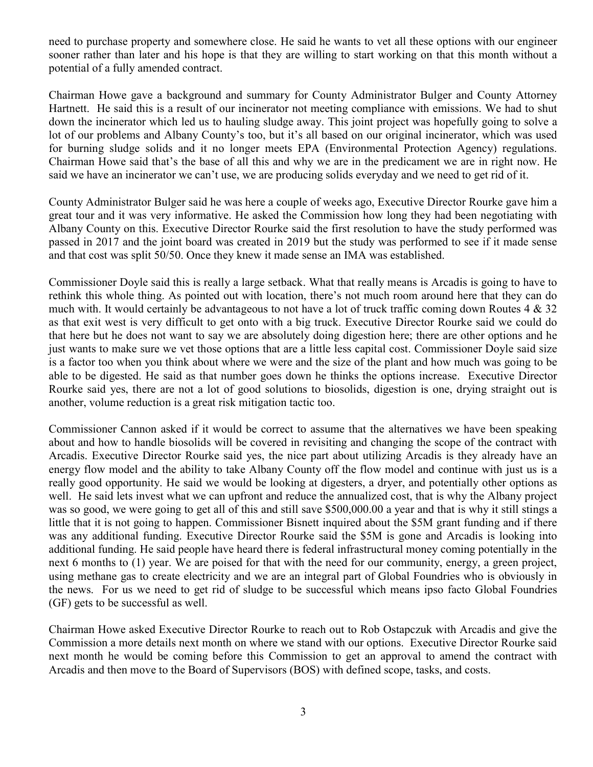need to purchase property and somewhere close. He said he wants to vet all these options with our engineer sooner rather than later and his hope is that they are willing to start working on that this month without a potential of a fully amended contract.

Chairman Howe gave a background and summary for County Administrator Bulger and County Attorney Hartnett. He said this is a result of our incinerator not meeting compliance with emissions. We had to shut down the incinerator which led us to hauling sludge away. This joint project was hopefully going to solve a lot of our problems and Albany County's too, but it's all based on our original incinerator, which was used for burning sludge solids and it no longer meets EPA (Environmental Protection Agency) regulations. Chairman Howe said that's the base of all this and why we are in the predicament we are in right now. He said we have an incinerator we can't use, we are producing solids everyday and we need to get rid of it.

County Administrator Bulger said he was here a couple of weeks ago, Executive Director Rourke gave him a great tour and it was very informative. He asked the Commission how long they had been negotiating with Albany County on this. Executive Director Rourke said the first resolution to have the study performed was passed in 2017 and the joint board was created in 2019 but the study was performed to see if it made sense and that cost was split 50/50. Once they knew it made sense an IMA was established.

Commissioner Doyle said this is really a large setback. What that really means is Arcadis is going to have to rethink this whole thing. As pointed out with location, there's not much room around here that they can do much with. It would certainly be advantageous to not have a lot of truck traffic coming down Routes 4 & 32 as that exit west is very difficult to get onto with a big truck. Executive Director Rourke said we could do that here but he does not want to say we are absolutely doing digestion here; there are other options and he just wants to make sure we vet those options that are a little less capital cost. Commissioner Doyle said size is a factor too when you think about where we were and the size of the plant and how much was going to be able to be digested. He said as that number goes down he thinks the options increase. Executive Director Rourke said yes, there are not a lot of good solutions to biosolids, digestion is one, drying straight out is another, volume reduction is a great risk mitigation tactic too.

Commissioner Cannon asked if it would be correct to assume that the alternatives we have been speaking about and how to handle biosolids will be covered in revisiting and changing the scope of the contract with Arcadis. Executive Director Rourke said yes, the nice part about utilizing Arcadis is they already have an energy flow model and the ability to take Albany County off the flow model and continue with just us is a really good opportunity. He said we would be looking at digesters, a dryer, and potentially other options as well. He said lets invest what we can upfront and reduce the annualized cost, that is why the Albany project was so good, we were going to get all of this and still save $500,000.00 a year and that is why it still stings a little that it is not going to happen. Commissioner Bisnett inquired about the $5M grant funding and if there was any additional funding. Executive Director Rourke said the $5M is gone and Arcadis is looking into additional funding. He said people have heard there is federal infrastructural money coming potentially in the next 6 months to (1) year. We are poised for that with the need for our community, energy, a green project, using methane gas to create electricity and we are an integral part of Global Foundries who is obviously in the news. For us we need to get rid of sludge to be successful which means ipso facto Global Foundries (GF) gets to be successful as well.

Chairman Howe asked Executive Director Rourke to reach out to Rob Ostapczuk with Arcadis and give the Commission a more details next month on where we stand with our options. Executive Director Rourke said next month he would be coming before this Commission to get an approval to amend the contract with Arcadis and then move to the Board of Supervisors (BOS) with defined scope, tasks, and costs.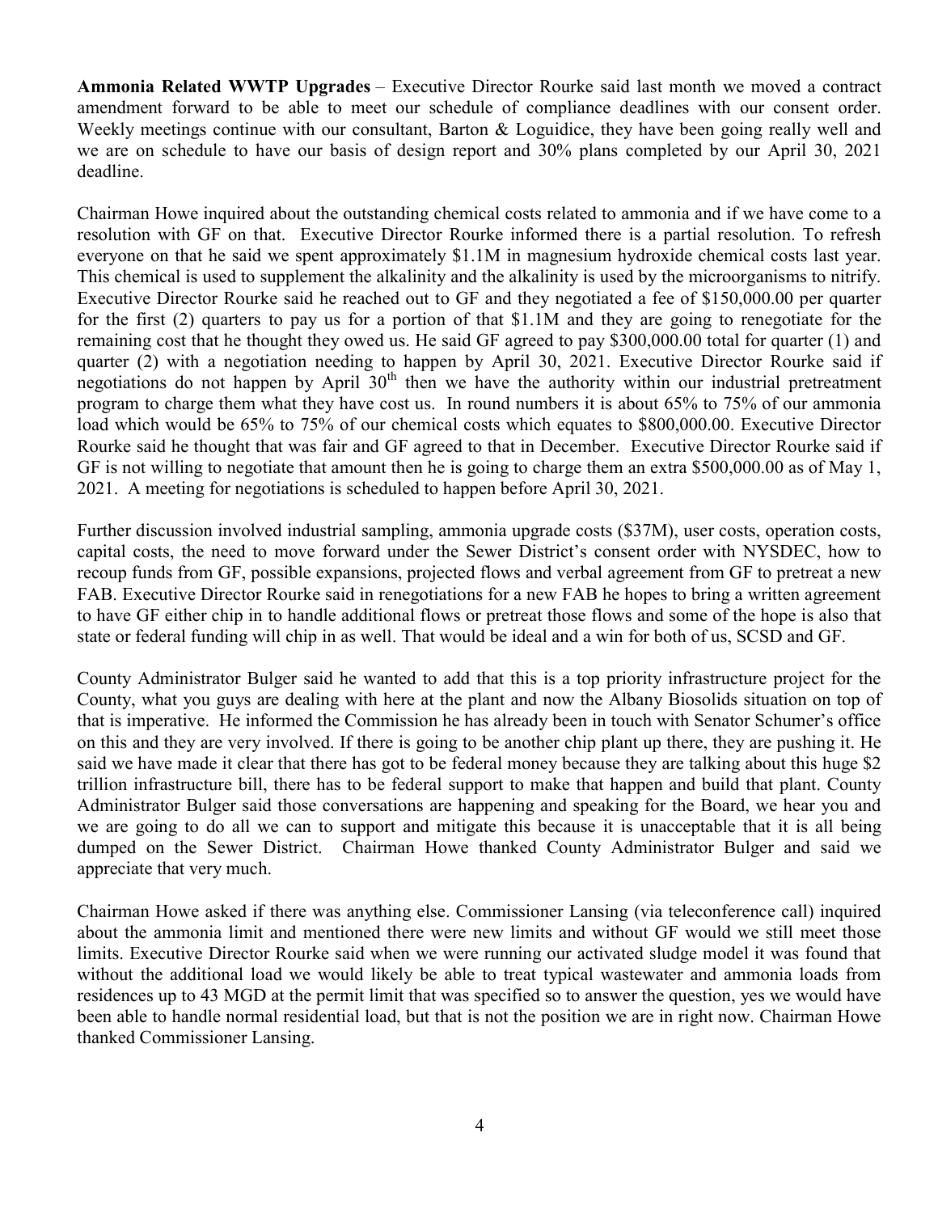**Ammonia Related WWTP Upgrades** – Executive Director Rourke said last month we moved a contract amendment forward to be able to meet our schedule of compliance deadlines with our consent order. Weekly meetings continue with our consultant, Barton & Loguidice, they have been going really well and we are on schedule to have our basis of design report and 30% plans completed by our April 30, 2021 deadline.

Chairman Howe inquired about the outstanding chemical costs related to ammonia and if we have come to a resolution with GF on that. Executive Director Rourke informed there is a partial resolution. To refresh everyone on that he said we spent approximately \$1.1M in magnesium hydroxide chemical costs last year. This chemical is used to supplement the alkalinity and the alkalinity is used by the microorganisms to nitrify. Executive Director Rourke said he reached out to GF and they negotiated a fee of \$150,000.00 per quarter for the first (2) quarters to pay us for a portion of that \$1.1M and they are going to renegotiate for the remaining cost that he thought they owed us. He said GF agreed to pay \$300,000.00 total for quarter (1) and quarter (2) with a negotiation needing to happen by April 30, 2021. Executive Director Rourke said if negotiations do not happen by April 30th then we have the authority within our industrial pretreatment program to charge them what they have cost us. In round numbers it is about 65% to 75% of our ammonia load which would be 65% to 75% of our chemical costs which equates to \$800,000.00. Executive Director Rourke said he thought that was fair and GF agreed to that in December. Executive Director Rourke said if GF is not willing to negotiate that amount then he is going to charge them an extra \$500,000.00 as of May 1, 2021. A meeting for negotiations is scheduled to happen before April 30, 2021.

Further discussion involved industrial sampling, ammonia upgrade costs (\$37M), user costs, operation costs, capital costs, the need to move forward under the Sewer District's consent order with NYSDEC, how to recoup funds from GF, possible expansions, projected flows and verbal agreement from GF to pretreat a new FAB. Executive Director Rourke said in renegotiations for a new FAB he hopes to bring a written agreement to have GF either chip in to handle additional flows or pretreat those flows and some of the hope is also that state or federal funding will chip in as well. That would be ideal and a win for both of us, SCSD and GF.

County Administrator Bulger said he wanted to add that this is a top priority infrastructure project for the County, what you guys are dealing with here at the plant and now the Albany Biosolids situation on top of that is imperative. He informed the Commission he has already been in touch with Senator Schumer's office on this and they are very involved. If there is going to be another chip plant up there, they are pushing it. He said we have made it clear that there has got to be federal money because they are talking about this huge \$2 trillion infrastructure bill, there has to be federal support to make that happen and build that plant. County Administrator Bulger said those conversations are happening and speaking for the Board, we hear you and we are going to do all we can to support and mitigate this because it is unacceptable that it is all being dumped on the Sewer District. Chairman Howe thanked County Administrator Bulger and said we appreciate that very much.

Chairman Howe asked if there was anything else. Commissioner Lansing (via teleconference call) inquired about the ammonia limit and mentioned there were new limits and without GF would we still meet those limits. Executive Director Rourke said when we were running our activated sludge model it was found that without the additional load we would likely be able to treat typical wastewater and ammonia loads from residences up to 43 MGD at the permit limit that was specified so to answer the question, yes we would have been able to handle normal residential load, but that is not the position we are in right now. Chairman Howe thanked Commissioner Lansing.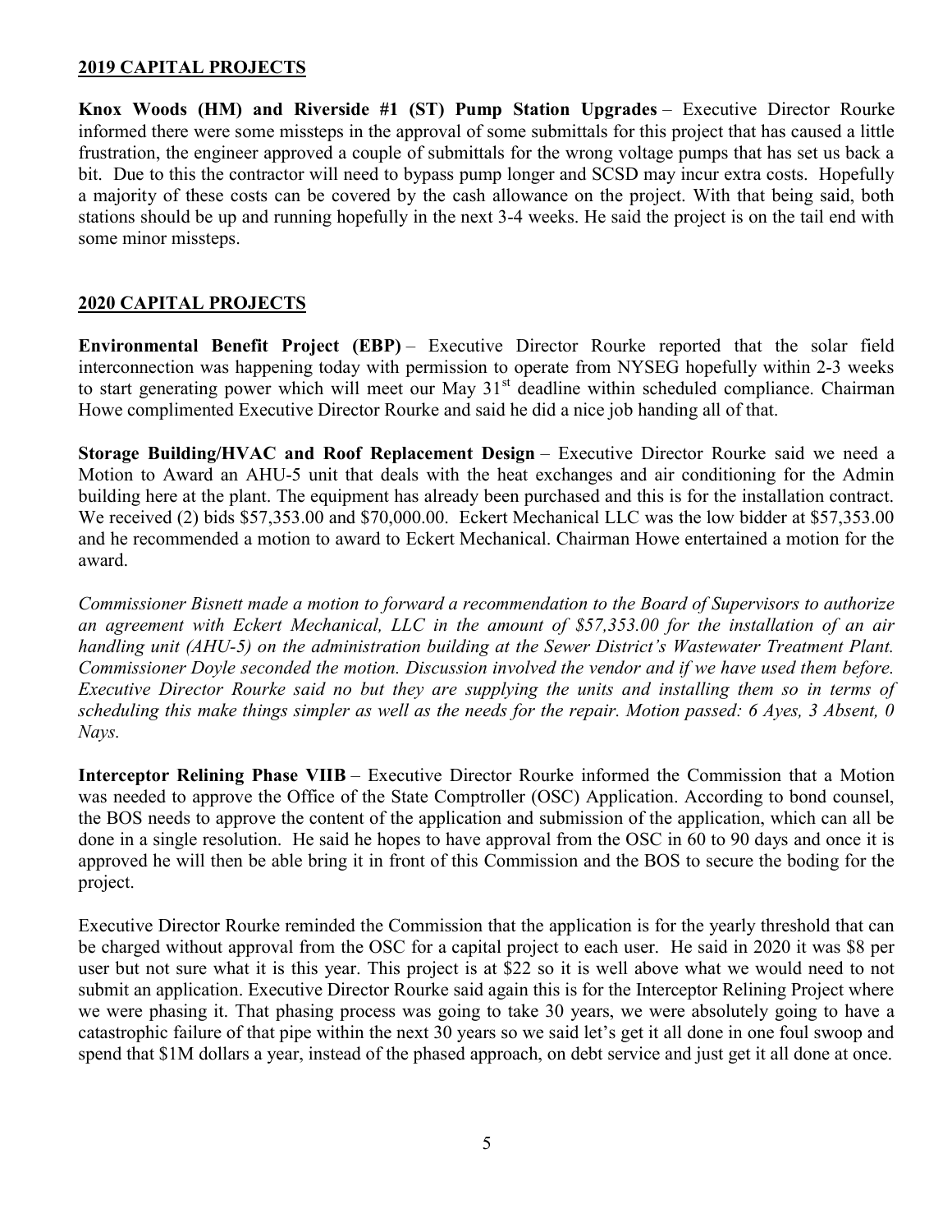## 2019 CAPITAL PROJECTS

**Knox Woods (HM) and Riverside #1 (ST) Pump Station Upgrades** – Executive Director Rourke informed there were some missteps in the approval of some submittals for this project that has caused a little frustration, the engineer approved a couple of submittals for the wrong voltage pumps that has set us back a bit. Due to this the contractor will need to bypass pump longer and SCSD may incur extra costs. Hopefully a majority of these costs can be covered by the cash allowance on the project. With that being said, both stations should be up and running hopefully in the next 3-4 weeks. He said the project is on the tail end with some minor missteps.

## 2020 CAPITAL PROJECTS

**Environmental Benefit Project (EBP)** – Executive Director Rourke reported that the solar field interconnection was happening today with permission to operate from NYSEG hopefully within 2-3 weeks to start generating power which will meet our May 31st deadline within scheduled compliance. Chairman Howe complimented Executive Director Rourke and said he did a nice job handing all of that.

**Storage Building/HVAC and Roof Replacement Design** – Executive Director Rourke said we need a Motion to Award an AHU-5 unit that deals with the heat exchanges and air conditioning for the Admin building here at the plant. The equipment has already been purchased and this is for the installation contract. We received (2) bids $57,353.00 and $70,000.00. Eckert Mechanical LLC was the low bidder at $57,353.00 and he recommended a motion to award to Eckert Mechanical. Chairman Howe entertained a motion for the award.

*Commissioner Bisnett made a motion to forward a recommendation to the Board of Supervisors to authorize an agreement with Eckert Mechanical, LLC in the amount of $57,353.00 for the installation of an air handling unit (AHU-5) on the administration building at the Sewer District's Wastewater Treatment Plant. Commissioner Doyle seconded the motion. Discussion involved the vendor and if we have used them before. Executive Director Rourke said no but they are supplying the units and installing them so in terms of scheduling this make things simpler as well as the needs for the repair. Motion passed: 6 Ayes, 3 Absent, 0 Nays.*

**Interceptor Relining Phase VIIB** – Executive Director Rourke informed the Commission that a Motion was needed to approve the Office of the State Comptroller (OSC) Application. According to bond counsel, the BOS needs to approve the content of the application and submission of the application, which can all be done in a single resolution. He said he hopes to have approval from the OSC in 60 to 90 days and once it is approved he will then be able bring it in front of this Commission and the BOS to secure the boding for the project.

Executive Director Rourke reminded the Commission that the application is for the yearly threshold that can be charged without approval from the OSC for a capital project to each user. He said in 2020 it was $8 per user but not sure what it is this year. This project is at $22 so it is well above what we would need to not submit an application. Executive Director Rourke said again this is for the Interceptor Relining Project where we were phasing it. That phasing process was going to take 30 years, we were absolutely going to have a catastrophic failure of that pipe within the next 30 years so we said let's get it all done in one foul swoop and spend that $1M dollars a year, instead of the phased approach, on debt service and just get it all done at once.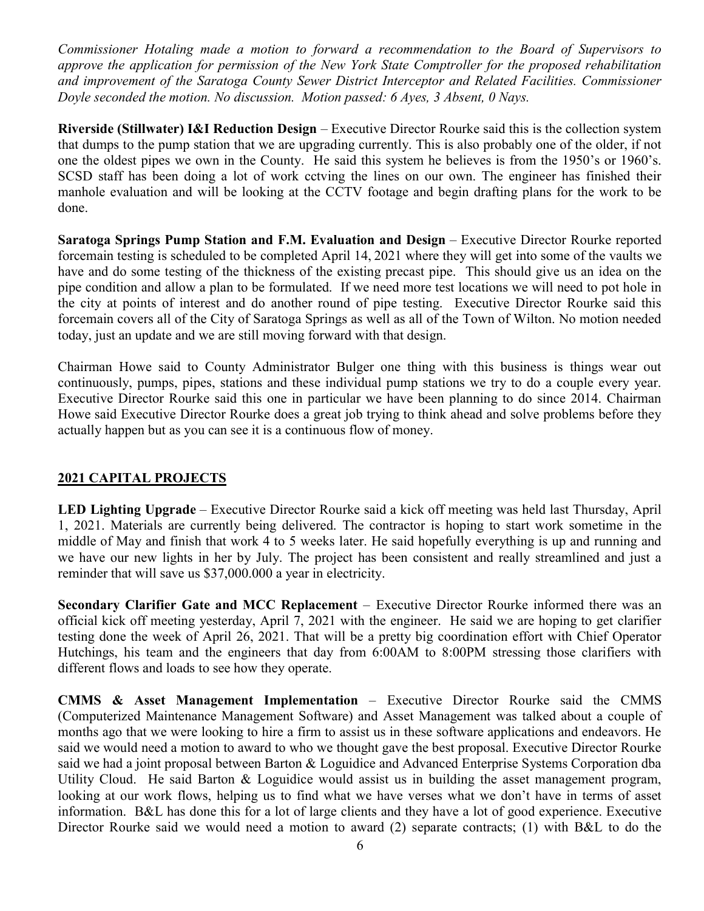*Commissioner Hotaling made a motion to forward a recommendation to the Board of Supervisors to approve the application for permission of the New York State Comptroller for the proposed rehabilitation and improvement of the Saratoga County Sewer District Interceptor and Related Facilities. Commissioner Doyle seconded the motion. No discussion. Motion passed: 6 Ayes, 3 Absent, 0 Nays.*

**Riverside (Stillwater) I&I Reduction Design** – Executive Director Rourke said this is the collection system that dumps to the pump station that we are upgrading currently. This is also probably one of the older, if not one the oldest pipes we own in the County. He said this system he believes is from the 1950's or 1960's. SCSD staff has been doing a lot of work cctving the lines on our own. The engineer has finished their manhole evaluation and will be looking at the CCTV footage and begin drafting plans for the work to be done.

**Saratoga Springs Pump Station and F.M. Evaluation and Design** – Executive Director Rourke reported forcemain testing is scheduled to be completed April 14, 2021 where they will get into some of the vaults we have and do some testing of the thickness of the existing precast pipe. This should give us an idea on the pipe condition and allow a plan to be formulated. If we need more test locations we will need to pot hole in the city at points of interest and do another round of pipe testing. Executive Director Rourke said this forcemain covers all of the City of Saratoga Springs as well as all of the Town of Wilton. No motion needed today, just an update and we are still moving forward with that design.

Chairman Howe said to County Administrator Bulger one thing with this business is things wear out continuously, pumps, pipes, stations and these individual pump stations we try to do a couple every year. Executive Director Rourke said this one in particular we have been planning to do since 2014. Chairman Howe said Executive Director Rourke does a great job trying to think ahead and solve problems before they actually happen but as you can see it is a continuous flow of money.

## 2021 CAPITAL PROJECTS

**LED Lighting Upgrade** – Executive Director Rourke said a kick off meeting was held last Thursday, April 1, 2021. Materials are currently being delivered. The contractor is hoping to start work sometime in the middle of May and finish that work 4 to 5 weeks later. He said hopefully everything is up and running and we have our new lights in her by July. The project has been consistent and really streamlined and just a reminder that will save us $37,000.000 a year in electricity.

**Secondary Clarifier Gate and MCC Replacement** – Executive Director Rourke informed there was an official kick off meeting yesterday, April 7, 2021 with the engineer. He said we are hoping to get clarifier testing done the week of April 26, 2021. That will be a pretty big coordination effort with Chief Operator Hutchings, his team and the engineers that day from 6:00AM to 8:00PM stressing those clarifiers with different flows and loads to see how they operate.

**CMMS & Asset Management Implementation** – Executive Director Rourke said the CMMS (Computerized Maintenance Management Software) and Asset Management was talked about a couple of months ago that we were looking to hire a firm to assist us in these software applications and endeavors. He said we would need a motion to award to who we thought gave the best proposal. Executive Director Rourke said we had a joint proposal between Barton & Loguidice and Advanced Enterprise Systems Corporation dba Utility Cloud. He said Barton & Loguidice would assist us in building the asset management program, looking at our work flows, helping us to find what we have verses what we don't have in terms of asset information. B&L has done this for a lot of large clients and they have a lot of good experience. Executive Director Rourke said we would need a motion to award (2) separate contracts; (1) with B&L to do the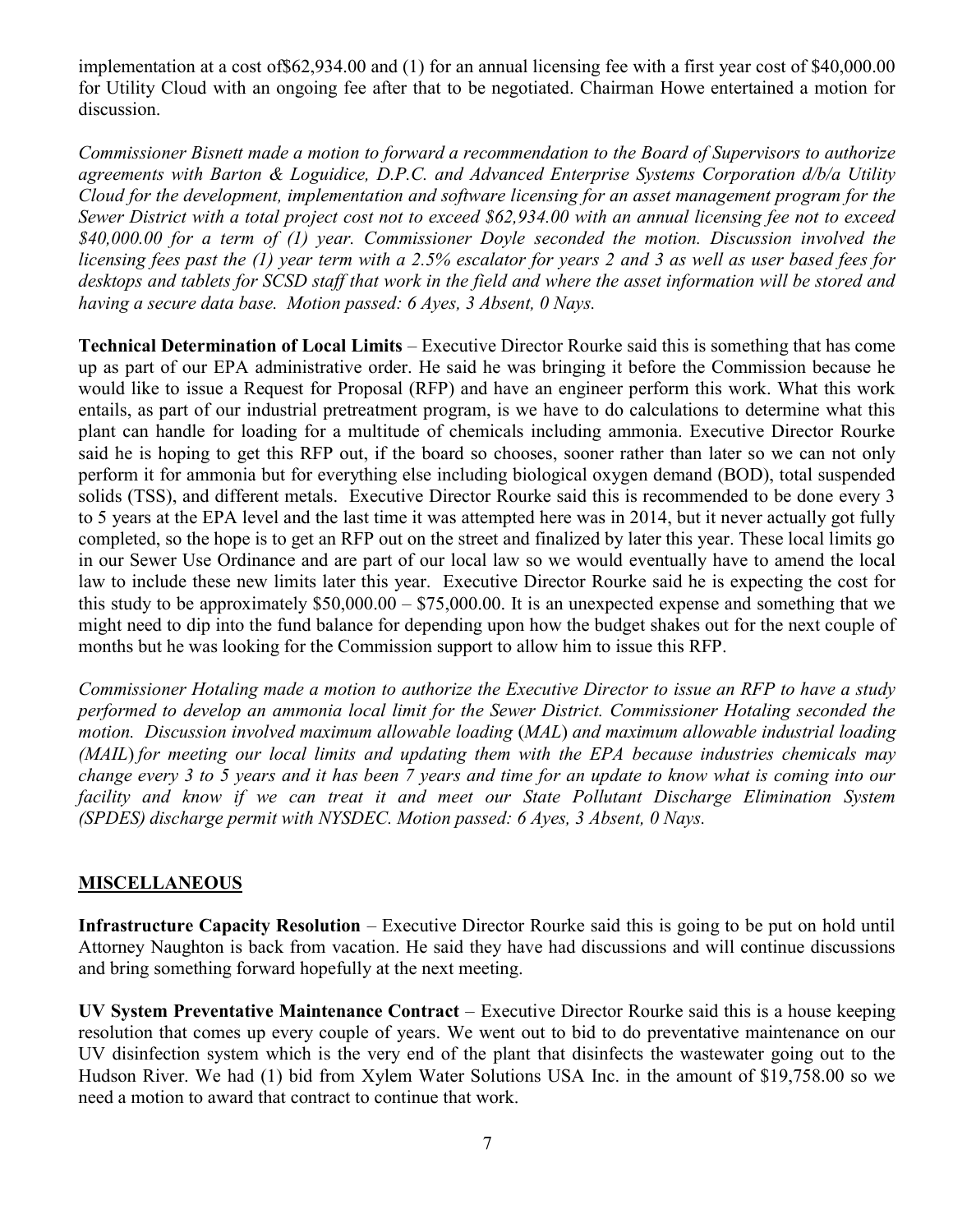implementation at a cost of$62,934.00 and (1) for an annual licensing fee with a first year cost of $40,000.00 for Utility Cloud with an ongoing fee after that to be negotiated. Chairman Howe entertained a motion for discussion.

*Commissioner Bisnett made a motion to forward a recommendation to the Board of Supervisors to authorize agreements with Barton & Loguidice, D.P.C. and Advanced Enterprise Systems Corporation d/b/a Utility Cloud for the development, implementation and software licensing for an asset management program for the Sewer District with a total project cost not to exceed $62,934.00 with an annual licensing fee not to exceed $40,000.00 for a term of (1) year. Commissioner Doyle seconded the motion. Discussion involved the licensing fees past the (1) year term with a 2.5% escalator for years 2 and 3 as well as user based fees for desktops and tablets for SCSD staff that work in the field and where the asset information will be stored and having a secure data base. Motion passed: 6 Ayes, 3 Absent, 0 Nays.*

**Technical Determination of Local Limits** – Executive Director Rourke said this is something that has come up as part of our EPA administrative order. He said he was bringing it before the Commission because he would like to issue a Request for Proposal (RFP) and have an engineer perform this work. What this work entails, as part of our industrial pretreatment program, is we have to do calculations to determine what this plant can handle for loading for a multitude of chemicals including ammonia. Executive Director Rourke said he is hoping to get this RFP out, if the board so chooses, sooner rather than later so we can not only perform it for ammonia but for everything else including biological oxygen demand (BOD), total suspended solids (TSS), and different metals. Executive Director Rourke said this is recommended to be done every 3 to 5 years at the EPA level and the last time it was attempted here was in 2014, but it never actually got fully completed, so the hope is to get an RFP out on the street and finalized by later this year. These local limits go in our Sewer Use Ordinance and are part of our local law so we would eventually have to amend the local law to include these new limits later this year. Executive Director Rourke said he is expecting the cost for this study to be approximately $50,000.00 – $75,000.00. It is an unexpected expense and something that we might need to dip into the fund balance for depending upon how the budget shakes out for the next couple of months but he was looking for the Commission support to allow him to issue this RFP.

*Commissioner Hotaling made a motion to authorize the Executive Director to issue an RFP to have a study performed to develop an ammonia local limit for the Sewer District. Commissioner Hotaling seconded the motion. Discussion involved maximum allowable loading (MAL) and maximum allowable industrial loading (MAIL) for meeting our local limits and updating them with the EPA because industries chemicals may change every 3 to 5 years and it has been 7 years and time for an update to know what is coming into our facility and know if we can treat it and meet our State Pollutant Discharge Elimination System (SPDES) discharge permit with NYSDEC. Motion passed: 6 Ayes, 3 Absent, 0 Nays.*

## MISCELLANEOUS

**Infrastructure Capacity Resolution** – Executive Director Rourke said this is going to be put on hold until Attorney Naughton is back from vacation. He said they have had discussions and will continue discussions and bring something forward hopefully at the next meeting.

**UV System Preventative Maintenance Contract** – Executive Director Rourke said this is a house keeping resolution that comes up every couple of years. We went out to bid to do preventative maintenance on our UV disinfection system which is the very end of the plant that disinfects the wastewater going out to the Hudson River. We had (1) bid from Xylem Water Solutions USA Inc. in the amount of $19,758.00 so we need a motion to award that contract to continue that work.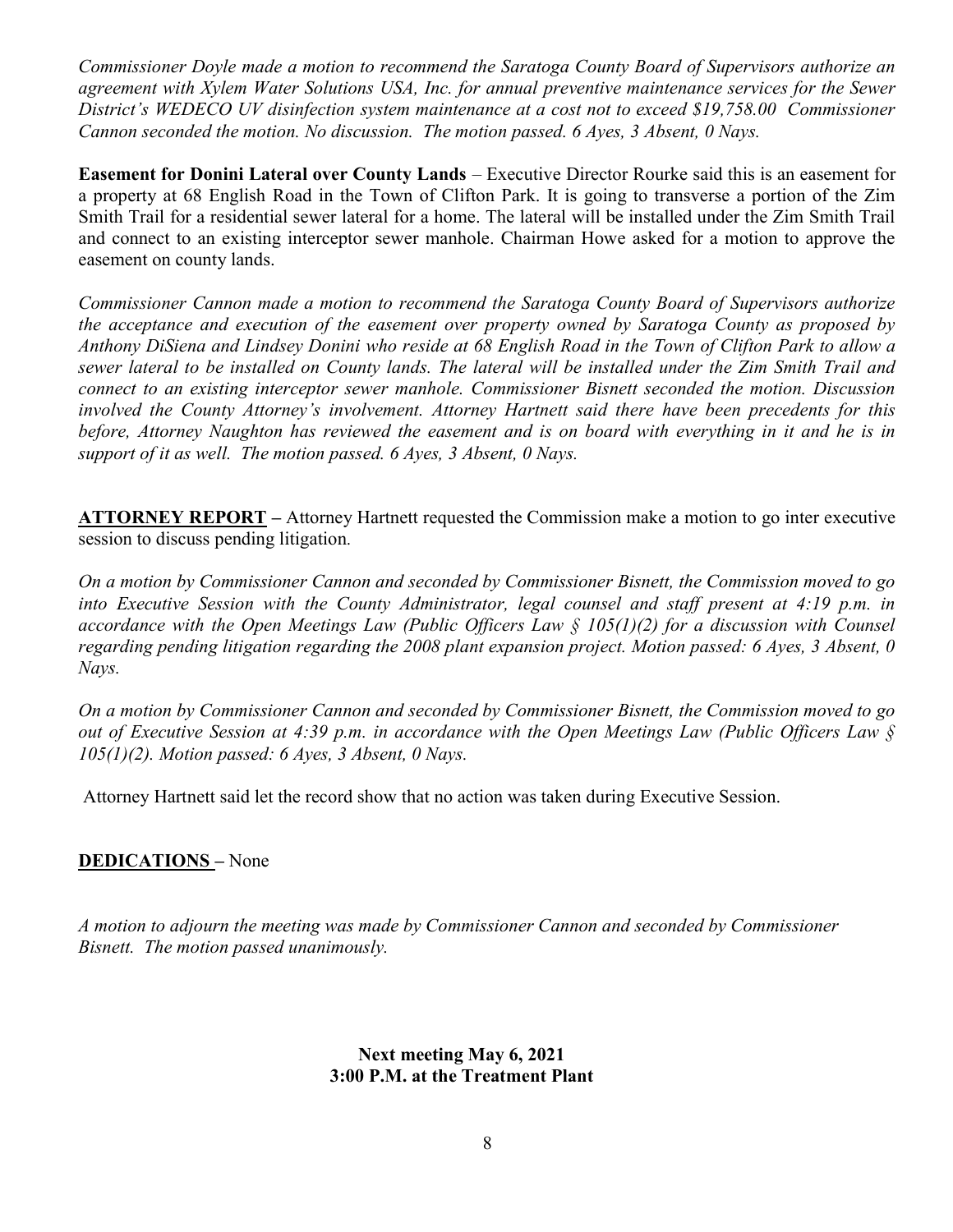*Commissioner Doyle made a motion to recommend the Saratoga County Board of Supervisors authorize an agreement with Xylem Water Solutions USA, Inc. for annual preventive maintenance services for the Sewer District's WEDECO UV disinfection system maintenance at a cost not to exceed $19,758.00 Commissioner Cannon seconded the motion. No discussion. The motion passed. 6 Ayes, 3 Absent, 0 Nays.*

**Easement for Donini Lateral over County Lands** – Executive Director Rourke said this is an easement for a property at 68 English Road in the Town of Clifton Park. It is going to transverse a portion of the Zim Smith Trail for a residential sewer lateral for a home. The lateral will be installed under the Zim Smith Trail and connect to an existing interceptor sewer manhole. Chairman Howe asked for a motion to approve the easement on county lands.

*Commissioner Cannon made a motion to recommend the Saratoga County Board of Supervisors authorize the acceptance and execution of the easement over property owned by Saratoga County as proposed by Anthony DiSiena and Lindsey Donini who reside at 68 English Road in the Town of Clifton Park to allow a sewer lateral to be installed on County lands. The lateral will be installed under the Zim Smith Trail and connect to an existing interceptor sewer manhole. Commissioner Bisnett seconded the motion. Discussion involved the County Attorney's involvement. Attorney Hartnett said there have been precedents for this before, Attorney Naughton has reviewed the easement and is on board with everything in it and he is in support of it as well. The motion passed. 6 Ayes, 3 Absent, 0 Nays.*

**ATTORNEY REPORT –** Attorney Hartnett requested the Commission make a motion to go inter executive session to discuss pending litigation.

*On a motion by Commissioner Cannon and seconded by Commissioner Bisnett, the Commission moved to go into Executive Session with the County Administrator, legal counsel and staff present at 4:19 p.m. in accordance with the Open Meetings Law (Public Officers Law § 105(1)(2) for a discussion with Counsel regarding pending litigation regarding the 2008 plant expansion project. Motion passed: 6 Ayes, 3 Absent, 0 Nays.*

*On a motion by Commissioner Cannon and seconded by Commissioner Bisnett, the Commission moved to go out of Executive Session at 4:39 p.m. in accordance with the Open Meetings Law (Public Officers Law § 105(1)(2). Motion passed: 6 Ayes, 3 Absent, 0 Nays.*

Attorney Hartnett said let the record show that no action was taken during Executive Session.

**DEDICATIONS –** None

*A motion to adjourn the meeting was made by Commissioner Cannon and seconded by Commissioner Bisnett. The motion passed unanimously.*

**Next meeting May 6, 2021**
**3:00 P.M. at the Treatment Plant**